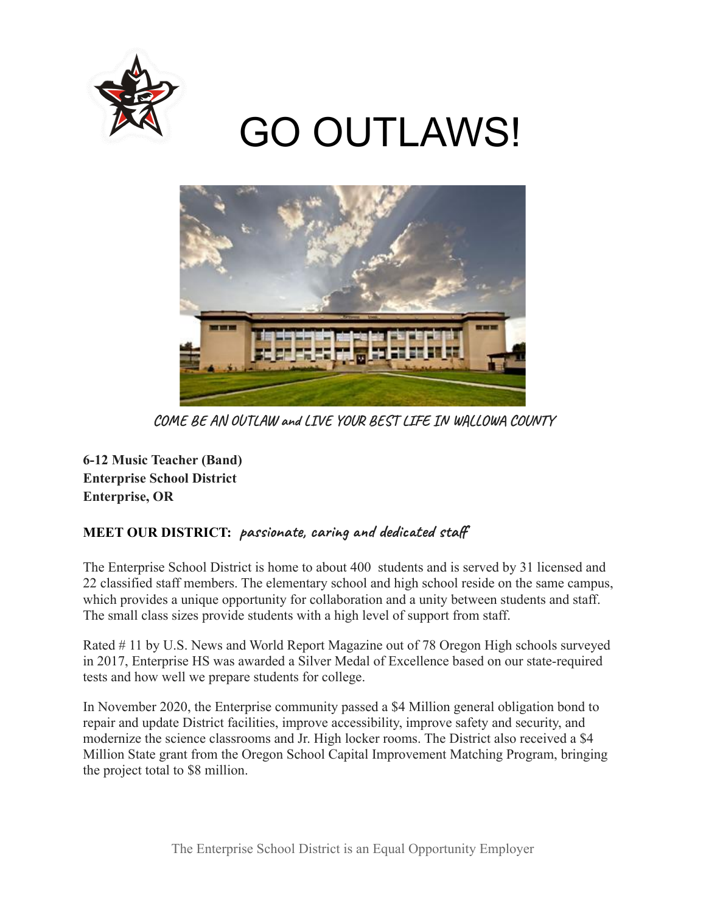# GO OUTLAWS!

COME BE AN OUTLAW and LIVE YOUR BEST LIFE IN WALLOWA COUNTY

**6-12 Music Teacher (Band)**
**Enterprise School District**
**Enterprise, OR**

**MEET OUR DISTRICT:** *passionate, caring and dedicated staff*

The Enterprise School District is home to about 400 students and is served by 31 licensed and 22 classified staff members. The elementary school and high school reside on the same campus, which provides a unique opportunity for collaboration and a unity between students and staff. The small class sizes provide students with a high level of support from staff.

Rated # 11 by U.S. News and World Report Magazine out of 78 Oregon High schools surveyed in 2017, Enterprise HS was awarded a Silver Medal of Excellence based on our state-required tests and how well we prepare students for college.

In November 2020, the Enterprise community passed a $4 Million general obligation bond to repair and update District facilities, improve accessibility, improve safety and security, and modernize the science classrooms and Jr. High locker rooms. The District also received a $4 Million State grant from the Oregon School Capital Improvement Matching Program, bringing the project total to $8 million.

The Enterprise School District is an Equal Opportunity Employer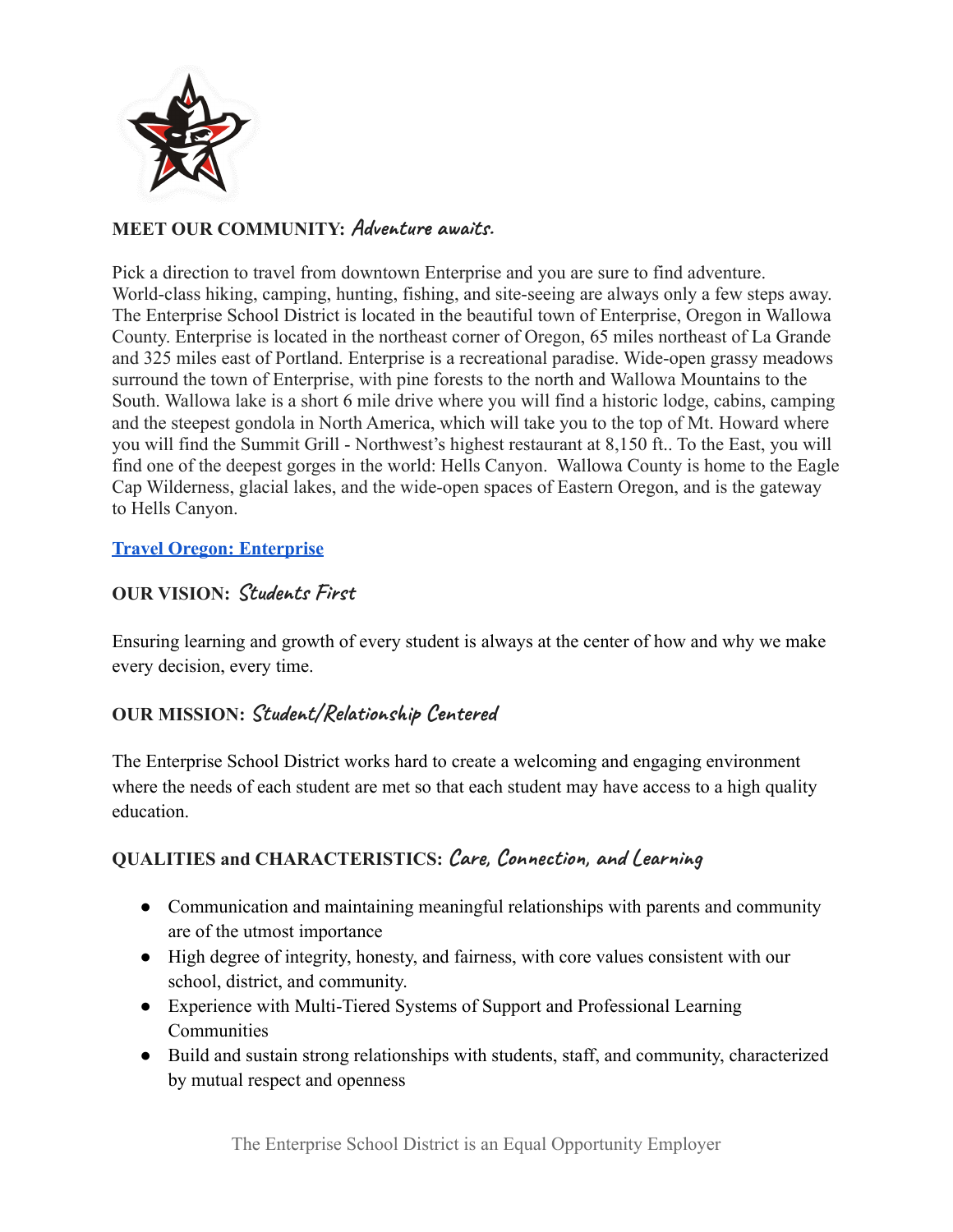**MEET OUR COMMUNITY:** *Adventure awaits.*

Pick a direction to travel from downtown Enterprise and you are sure to find adventure. World-class hiking, camping, hunting, fishing, and site-seeing are always only a few steps away. The Enterprise School District is located in the beautiful town of Enterprise, Oregon in Wallowa County. Enterprise is located in the northeast corner of Oregon, 65 miles northeast of La Grande and 325 miles east of Portland. Enterprise is a recreational paradise. Wide-open grassy meadows surround the town of Enterprise, with pine forests to the north and Wallowa Mountains to the South. Wallowa lake is a short 6 mile drive where you will find a historic lodge, cabins, camping and the steepest gondola in North America, which will take you to the top of Mt. Howard where you will find the Summit Grill - Northwest's highest restaurant at 8,150 ft.. To the East, you will find one of the deepest gorges in the world: Hells Canyon. Wallowa County is home to the Eagle Cap Wilderness, glacial lakes, and the wide-open spaces of Eastern Oregon, and is the gateway to Hells Canyon.

**Travel Oregon: Enterprise**

**OUR VISION:** *Students First*

Ensuring learning and growth of every student is always at the center of how and why we make every decision, every time.

**OUR MISSION:** *Student/Relationship Centered*

The Enterprise School District works hard to create a welcoming and engaging environment where the needs of each student are met so that each student may have access to a high quality education.

**QUALITIES and CHARACTERISTICS:** *Care, Connection, and Learning*

- Communication and maintaining meaningful relationships with parents and community are of the utmost importance
- High degree of integrity, honesty, and fairness, with core values consistent with our school, district, and community.
- Experience with Multi-Tiered Systems of Support and Professional Learning Communities
- Build and sustain strong relationships with students, staff, and community, characterized by mutual respect and openness

The Enterprise School District is an Equal Opportunity Employer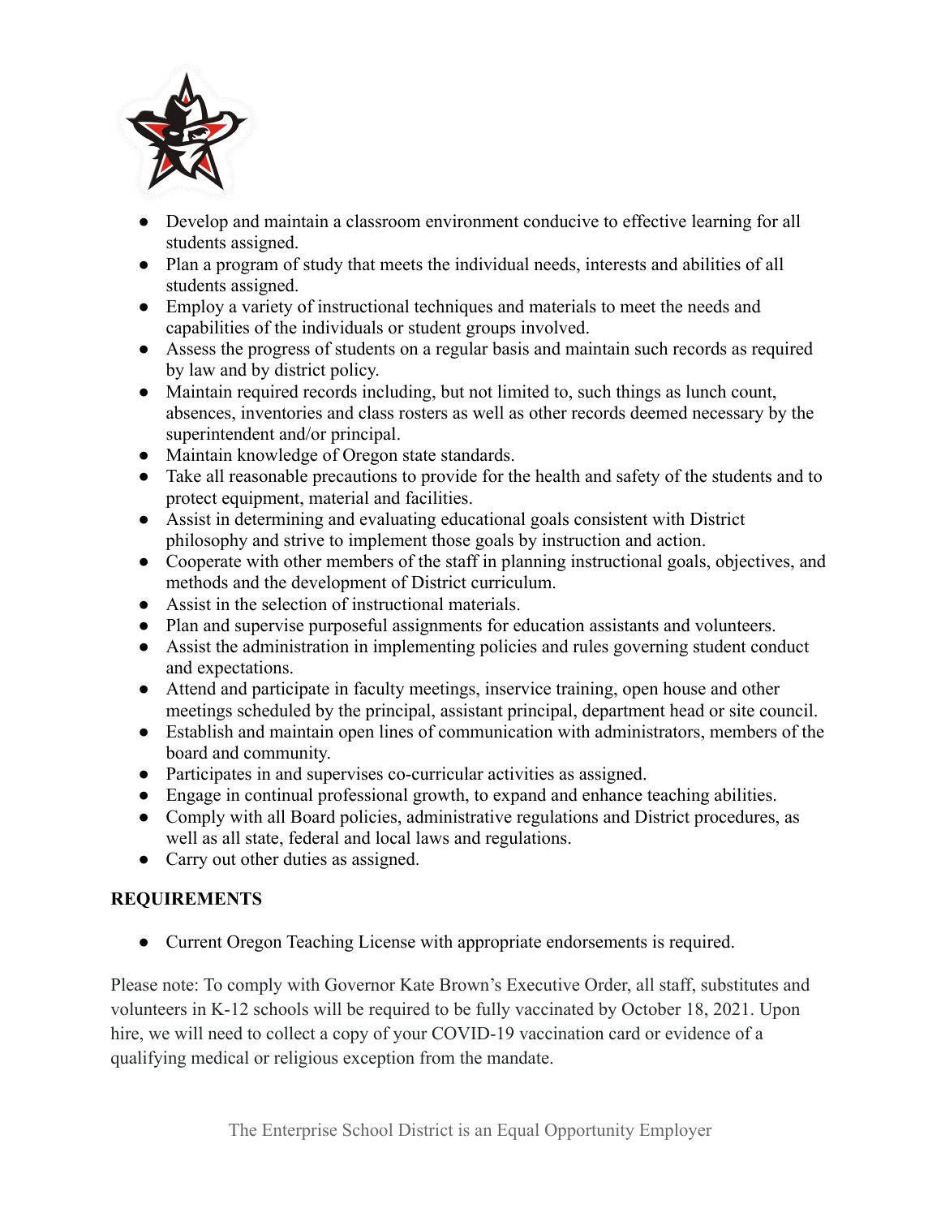- Develop and maintain a classroom environment conducive to effective learning for all students assigned.
- Plan a program of study that meets the individual needs, interests and abilities of all students assigned.
- Employ a variety of instructional techniques and materials to meet the needs and capabilities of the individuals or student groups involved.
- Assess the progress of students on a regular basis and maintain such records as required by law and by district policy.
- Maintain required records including, but not limited to, such things as lunch count, absences, inventories and class rosters as well as other records deemed necessary by the superintendent and/or principal.
- Maintain knowledge of Oregon state standards.
- Take all reasonable precautions to provide for the health and safety of the students and to protect equipment, material and facilities.
- Assist in determining and evaluating educational goals consistent with District philosophy and strive to implement those goals by instruction and action.
- Cooperate with other members of the staff in planning instructional goals, objectives, and methods and the development of District curriculum.
- Assist in the selection of instructional materials.
- Plan and supervise purposeful assignments for education assistants and volunteers.
- Assist the administration in implementing policies and rules governing student conduct and expectations.
- Attend and participate in faculty meetings, inservice training, open house and other meetings scheduled by the principal, assistant principal, department head or site council.
- Establish and maintain open lines of communication with administrators, members of the board and community.
- Participates in and supervises co-curricular activities as assigned.
- Engage in continual professional growth, to expand and enhance teaching abilities.
- Comply with all Board policies, administrative regulations and District procedures, as well as all state, federal and local laws and regulations.
- Carry out other duties as assigned.

**REQUIREMENTS**

- Current Oregon Teaching License with appropriate endorsements is required.

Please note: To comply with Governor Kate Brown's Executive Order, all staff, substitutes and volunteers in K-12 schools will be required to be fully vaccinated by October 18, 2021. Upon hire, we will need to collect a copy of your COVID-19 vaccination card or evidence of a qualifying medical or religious exception from the mandate.

The Enterprise School District is an Equal Opportunity Employer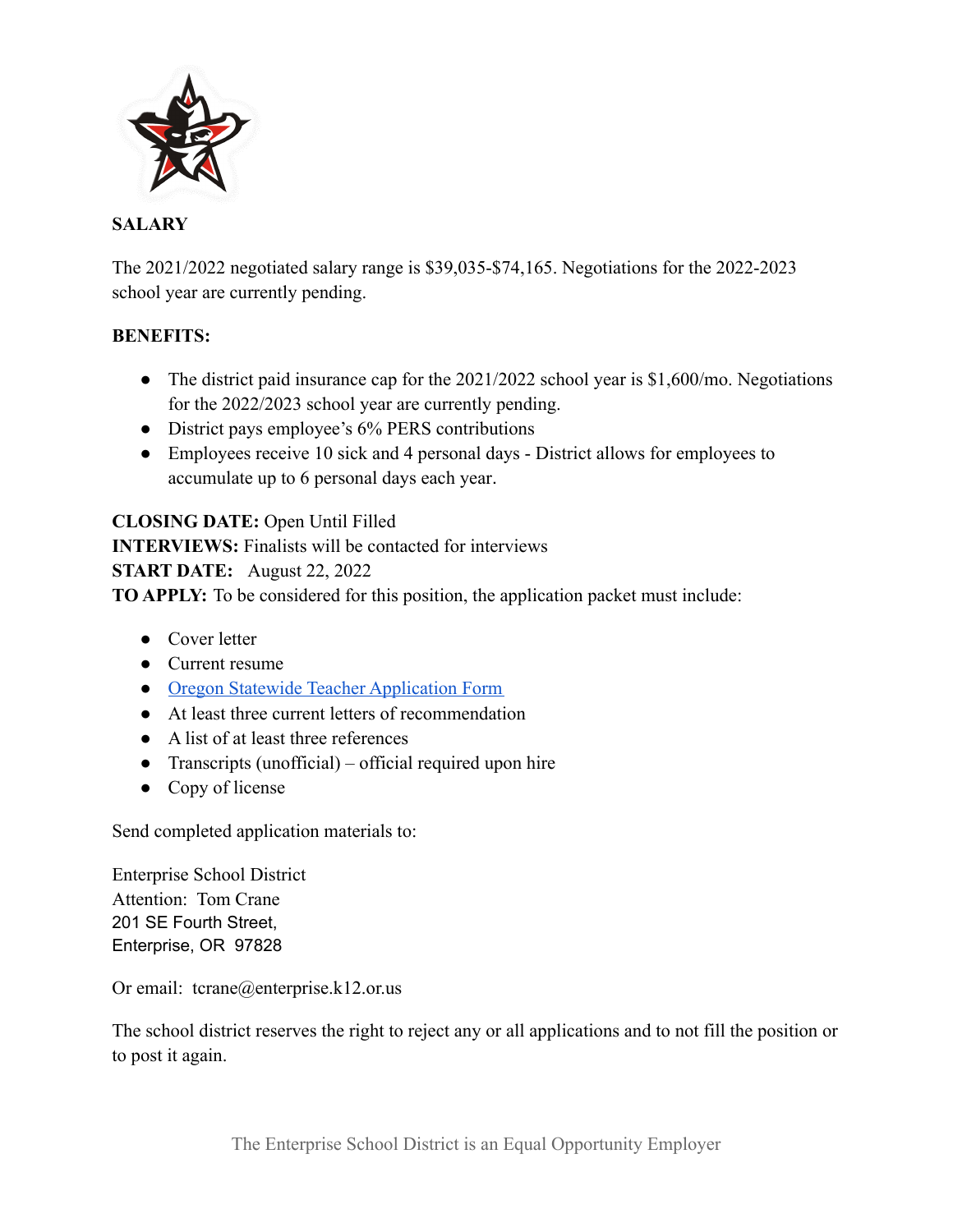**SALARY**

The 2021/2022 negotiated salary range is $39,035-$74,165. Negotiations for the 2022-2023 school year are currently pending.

**BENEFITS:**

- The district paid insurance cap for the 2021/2022 school year is $1,600/mo. Negotiations for the 2022/2023 school year are currently pending.
- District pays employee's 6% PERS contributions
- Employees receive 10 sick and 4 personal days - District allows for employees to accumulate up to 6 personal days each year.

**CLOSING DATE:** Open Until Filled
**INTERVIEWS:** Finalists will be contacted for interviews
**START DATE:** August 22, 2022
**TO APPLY:** To be considered for this position, the application packet must include:

- Cover letter
- Current resume
- Oregon Statewide Teacher Application Form
- At least three current letters of recommendation
- A list of at least three references
- Transcripts (unofficial) – official required upon hire
- Copy of license

Send completed application materials to:

Enterprise School District
Attention: Tom Crane
201 SE Fourth Street,
Enterprise, OR 97828

Or email: tcrane@enterprise.k12.or.us

The school district reserves the right to reject any or all applications and to not fill the position or to post it again.

The Enterprise School District is an Equal Opportunity Employer